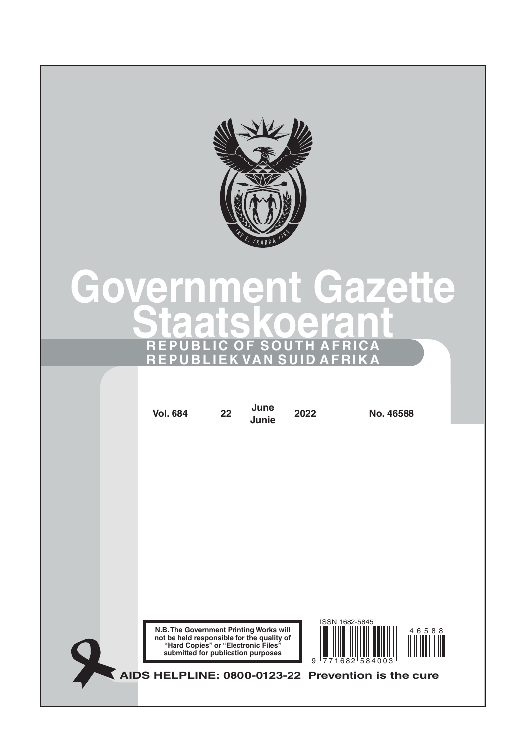# Government Gazette
# Staatskoerant

**REPUBLIC OF SOUTH AFRICA**
**REPUBLIEK VAN SUID AFRIKA**

| Vol. 684 | 22 | June<br>Junie | 2022 | No. 46588 |
|---|---|---|---|---|

**N.B. The Government Printing Works will not be held responsible for the quality of "Hard Copies" or "Electronic Files" submitted for publication purposes**

ISSN 1682-5845

9 771682 584003

46588

**AIDS HELPLINE: 0800-0123-22 Prevention is the cure**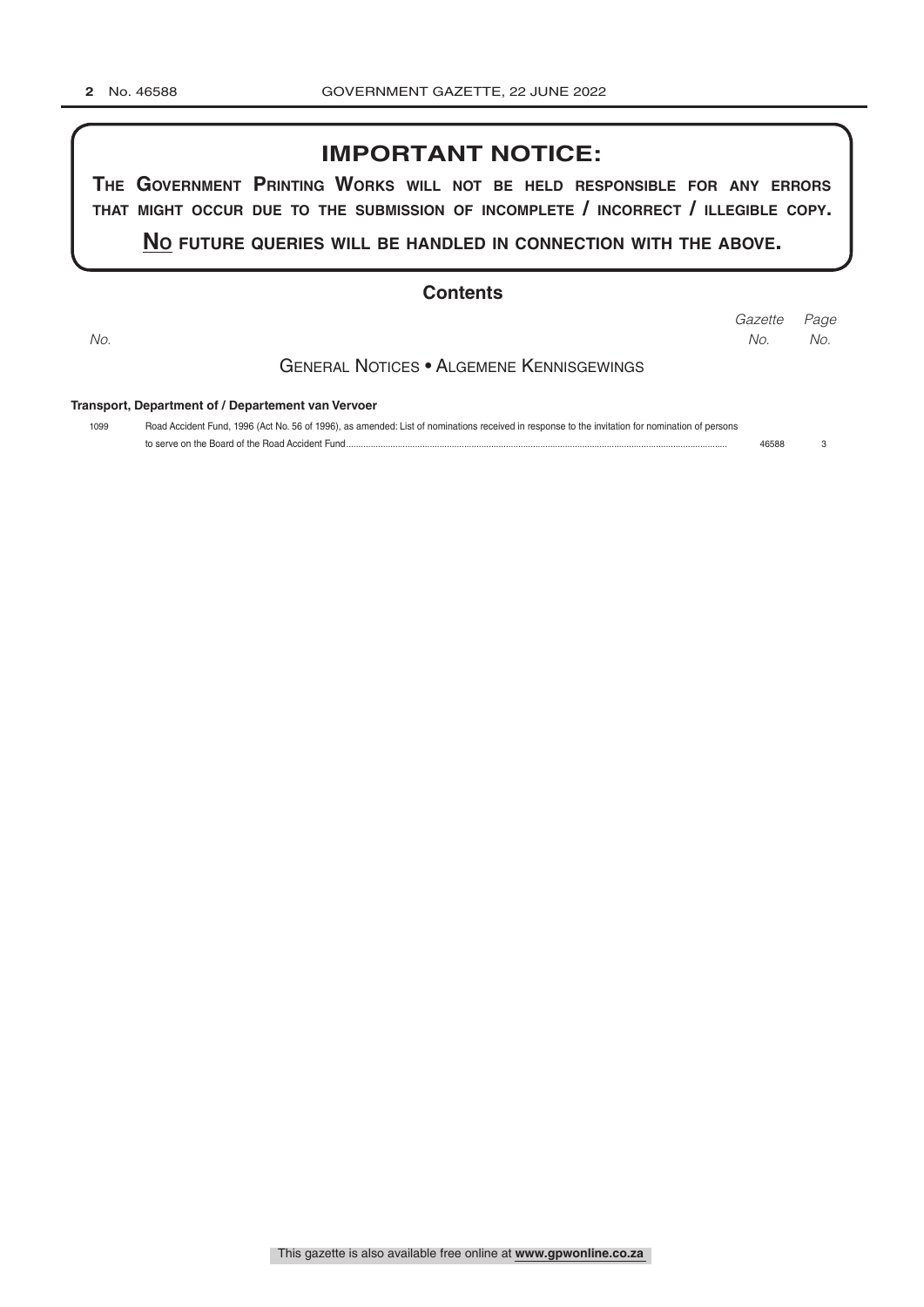# IMPORTANT NOTICE:

**THE GOVERNMENT PRINTING WORKS WILL NOT BE HELD RESPONSIBLE FOR ANY ERRORS THAT MIGHT OCCUR DUE TO THE SUBMISSION OF INCOMPLETE / INCORRECT / ILLEGIBLE COPY.**

**NO FUTURE QUERIES WILL BE HANDLED IN CONNECTION WITH THE ABOVE.**

## Contents

| *No.* | | *Gazette No.* | *Page No.* |
|---|---|---|---|
| | **GENERAL NOTICES • ALGEMENE KENNISGEWINGS** | | |
| | **Transport, Department of / Departement van Vervoer** | | |
| 1099 | Road Accident Fund, 1996 (Act No. 56 of 1996), as amended: List of nominations received in response to the invitation for nomination of persons to serve on the Board of the Road Accident Fund | 46588 | 3 |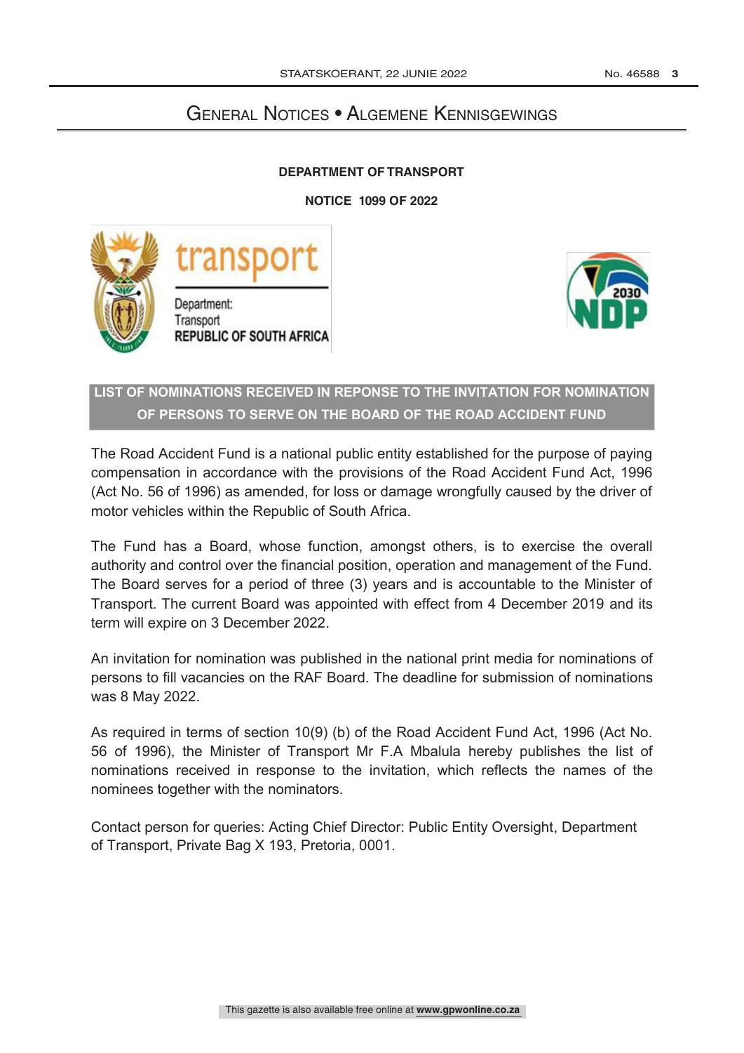# General Notices • Algemene Kennisgewings

**DEPARTMENT OF TRANSPORT**

**NOTICE 1099 OF 2022**

## LIST OF NOMINATIONS RECEIVED IN REPONSE TO THE INVITATION FOR NOMINATION OF PERSONS TO SERVE ON THE BOARD OF THE ROAD ACCIDENT FUND

The Road Accident Fund is a national public entity established for the purpose of paying compensation in accordance with the provisions of the Road Accident Fund Act, 1996 (Act No. 56 of 1996) as amended, for loss or damage wrongfully caused by the driver of motor vehicles within the Republic of South Africa.

The Fund has a Board, whose function, amongst others, is to exercise the overall authority and control over the financial position, operation and management of the Fund. The Board serves for a period of three (3) years and is accountable to the Minister of Transport. The current Board was appointed with effect from 4 December 2019 and its term will expire on 3 December 2022.

An invitation for nomination was published in the national print media for nominations of persons to fill vacancies on the RAF Board. The deadline for submission of nominations was 8 May 2022.

As required in terms of section 10(9) (b) of the Road Accident Fund Act, 1996 (Act No. 56 of 1996), the Minister of Transport Mr F.A Mbalula hereby publishes the list of nominations received in response to the invitation, which reflects the names of the nominees together with the nominators.

Contact person for queries: Acting Chief Director: Public Entity Oversight, Department of Transport, Private Bag X 193, Pretoria, 0001.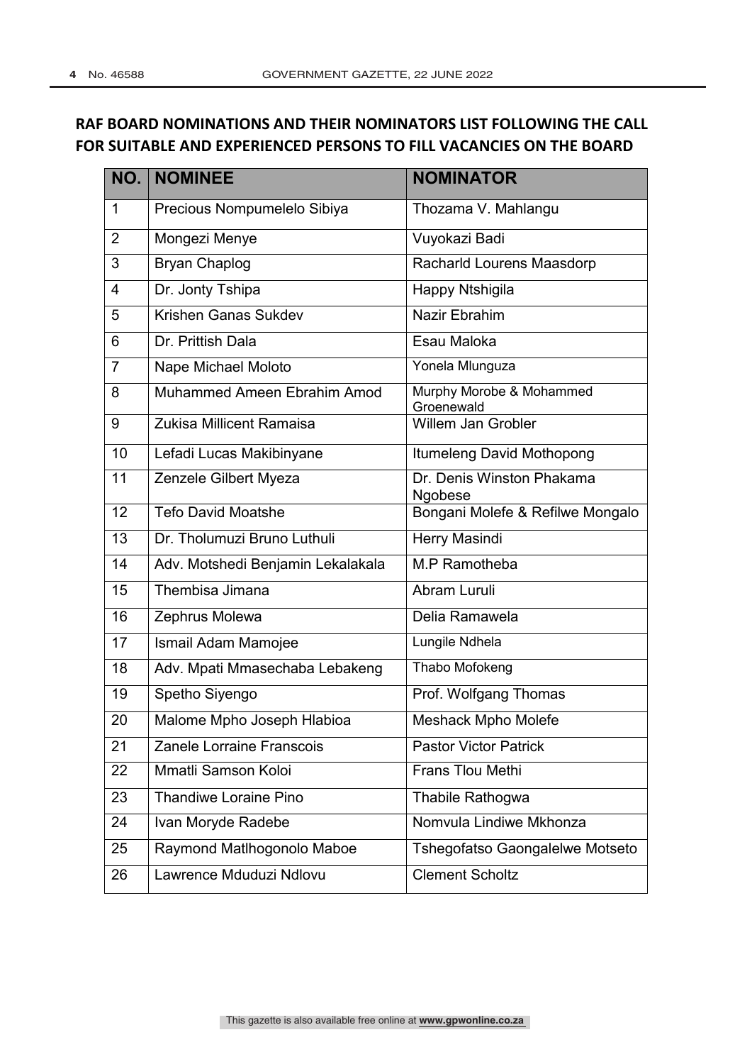**RAF BOARD NOMINATIONS AND THEIR NOMINATORS LIST FOLLOWING THE CALL FOR SUITABLE AND EXPERIENCED PERSONS TO FILL VACANCIES ON THE BOARD**

| NO. | NOMINEE | NOMINATOR |
|---|---|---|
| 1 | Precious Nompumelelo Sibiya | Thozama V. Mahlangu |
| 2 | Mongezi Menye | Vuyokazi Badi |
| 3 | Bryan Chaplog | Racharld Lourens Maasdorp |
| 4 | Dr. Jonty Tshipa | Happy Ntshigila |
| 5 | Krishen Ganas Sukdev | Nazir Ebrahim |
| 6 | Dr. Prittish Dala | Esau Maloka |
| 7 | Nape Michael Moloto | Yonela Mlunguza |
| 8 | Muhammed Ameen Ebrahim Amod | Murphy Morobe & Mohammed Groenewald |
| 9 | Zukisa Millicent Ramaisa | Willem Jan Grobler |
| 10 | Lefadi Lucas Makibinyane | Itumeleng David Mothopong |
| 11 | Zenzele Gilbert Myeza | Dr. Denis Winston Phakama Ngobese |
| 12 | Tefo David Moatshe | Bongani Molefe & Refilwe Mongalo |
| 13 | Dr. Tholumuzi Bruno Luthuli | Herry Masindi |
| 14 | Adv. Motshedi Benjamin Lekalakala | M.P Ramotheba |
| 15 | Thembisa Jimana | Abram Luruli |
| 16 | Zephrus Molewa | Delia Ramawela |
| 17 | Ismail Adam Mamojee | Lungile Ndhela |
| 18 | Adv. Mpati Mmasechaba Lebakeng | Thabo Mofokeng |
| 19 | Spetho Siyengo | Prof. Wolfgang Thomas |
| 20 | Malome Mpho Joseph Hlabioa | Meshack Mpho Molefe |
| 21 | Zanele Lorraine Franscois | Pastor Victor Patrick |
| 22 | Mmatli Samson Koloi | Frans Tlou Methi |
| 23 | Thandiwe Loraine Pino | Thabile Rathogwa |
| 24 | Ivan Moryde Radebe | Nomvula Lindiwe Mkhonza |
| 25 | Raymond Matlhogonolo Maboe | Tshegofatso Gaongalelwe Motseto |
| 26 | Lawrence Mduduzi Ndlovu | Clement Scholtz |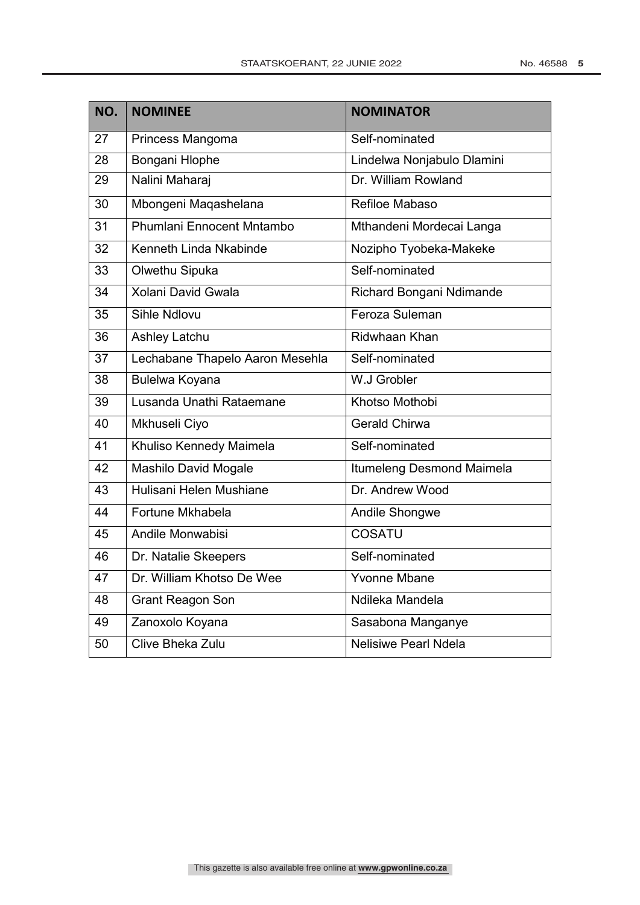| NO. | NOMINEE | NOMINATOR |
|---|---|---|
| 27 | Princess Mangoma | Self-nominated |
| 28 | Bongani Hlophe | Lindelwa Nonjabulo Dlamini |
| 29 | Nalini Maharaj | Dr. William Rowland |
| 30 | Mbongeni Maqashelana | Refiloe Mabaso |
| 31 | Phumlani Ennocent Mntambo | Mthandeni Mordecai Langa |
| 32 | Kenneth Linda Nkabinde | Nozipho Tyobeka-Makeke |
| 33 | Olwethu Sipuka | Self-nominated |
| 34 | Xolani David Gwala | Richard Bongani Ndimande |
| 35 | Sihle Ndlovu | Feroza Suleman |
| 36 | Ashley Latchu | Ridwhaan Khan |
| 37 | Lechabane Thapelo Aaron Mesehla | Self-nominated |
| 38 | Bulelwa Koyana | W.J Grobler |
| 39 | Lusanda Unathi Rataemane | Khotso Mothobi |
| 40 | Mkhuseli Ciyo | Gerald Chirwa |
| 41 | Khuliso Kennedy Maimela | Self-nominated |
| 42 | Mashilo David Mogale | Itumeleng Desmond Maimela |
| 43 | Hulisani Helen Mushiane | Dr. Andrew Wood |
| 44 | Fortune Mkhabela | Andile Shongwe |
| 45 | Andile Monwabisi | COSATU |
| 46 | Dr. Natalie Skeepers | Self-nominated |
| 47 | Dr. William Khotso De Wee | Yvonne Mbane |
| 48 | Grant Reagon Son | Ndileka Mandela |
| 49 | Zanoxolo Koyana | Sasabona Manganye |
| 50 | Clive Bheka Zulu | Nelisiwe Pearl Ndela |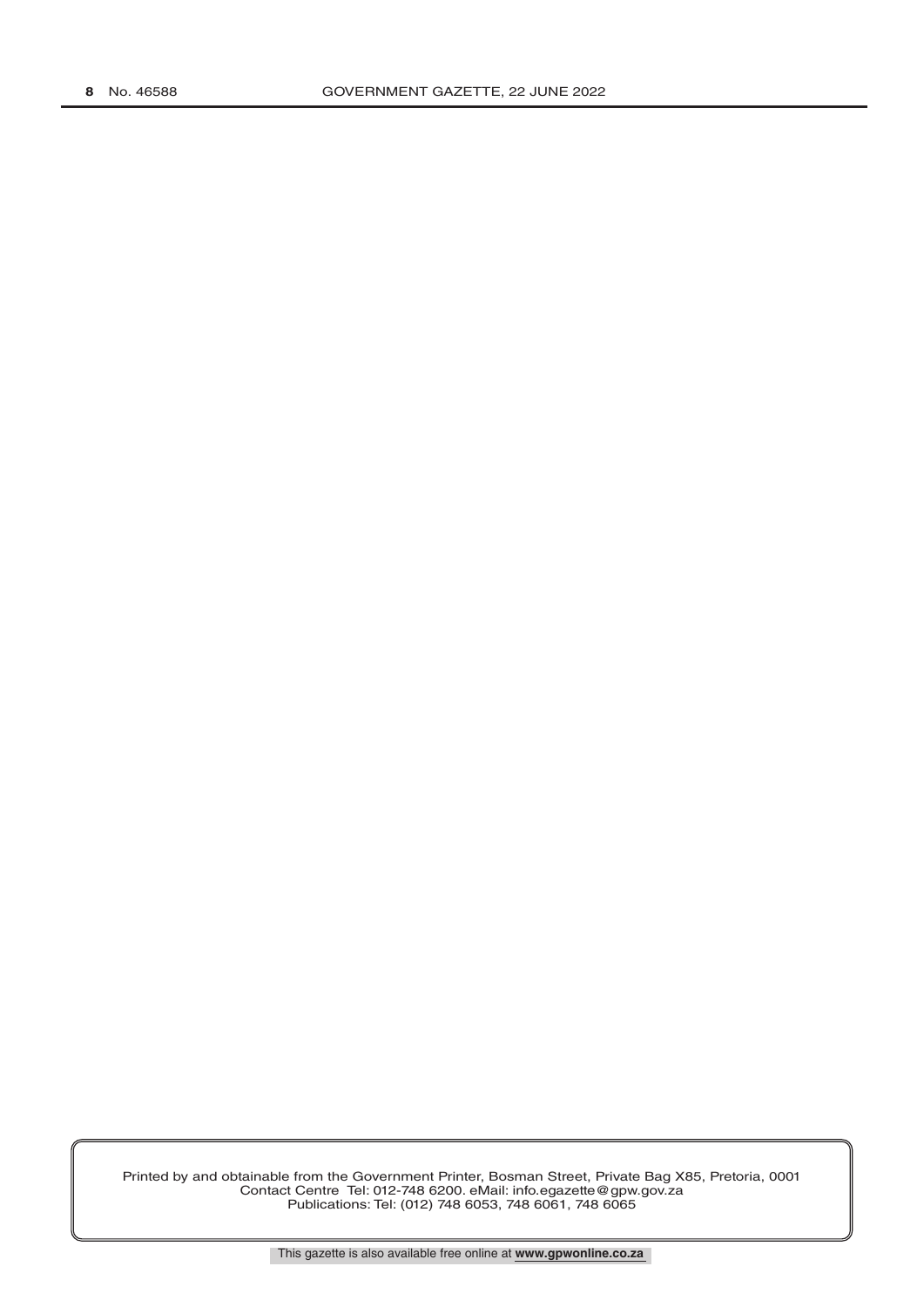Printed by and obtainable from the Government Printer, Bosman Street, Private Bag X85, Pretoria, 0001
Contact Centre Tel: 012-748 6200. eMail: info.egazette@gpw.gov.za
Publications: Tel: (012) 748 6053, 748 6061, 748 6065

This gazette is also available free online at **www.gpwonline.co.za**